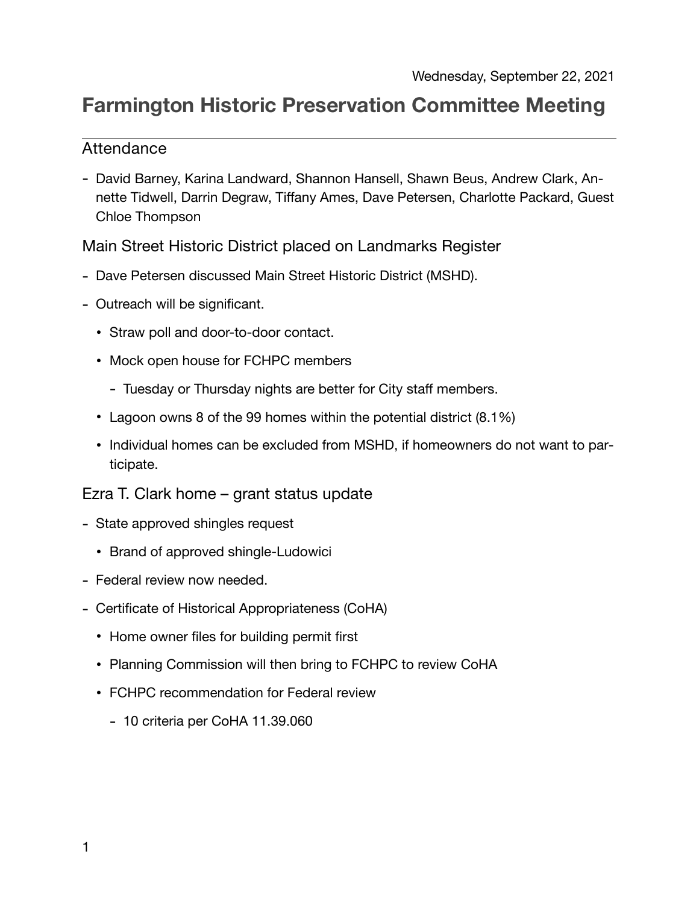Wednesday, September 22, 2021

# Farmington Historic Preservation Committee Meeting

## Attendance

- David Barney, Karina Landward, Shannon Hansell, Shawn Beus, Andrew Clark, Annette Tidwell, Darrin Degraw, Tiffany Ames, Dave Petersen, Charlotte Packard, Guest Chloe Thompson

## Main Street Historic District placed on Landmarks Register

- Dave Petersen discussed Main Street Historic District (MSHD).
- Outreach will be significant.
  - Straw poll and door-to-door contact.
  - Mock open house for FCHPC members
    - Tuesday or Thursday nights are better for City staff members.
  - Lagoon owns 8 of the 99 homes within the potential district (8.1%)
  - Individual homes can be excluded from MSHD, if homeowners do not want to participate.

## Ezra T. Clark home – grant status update

- State approved shingles request
  - Brand of approved shingle-Ludowici
- Federal review now needed.
- Certificate of Historical Appropriateness (CoHA)
  - Home owner files for building permit first
  - Planning Commission will then bring to FCHPC to review CoHA
  - FCHPC recommendation for Federal review
    - 10 criteria per CoHA 11.39.060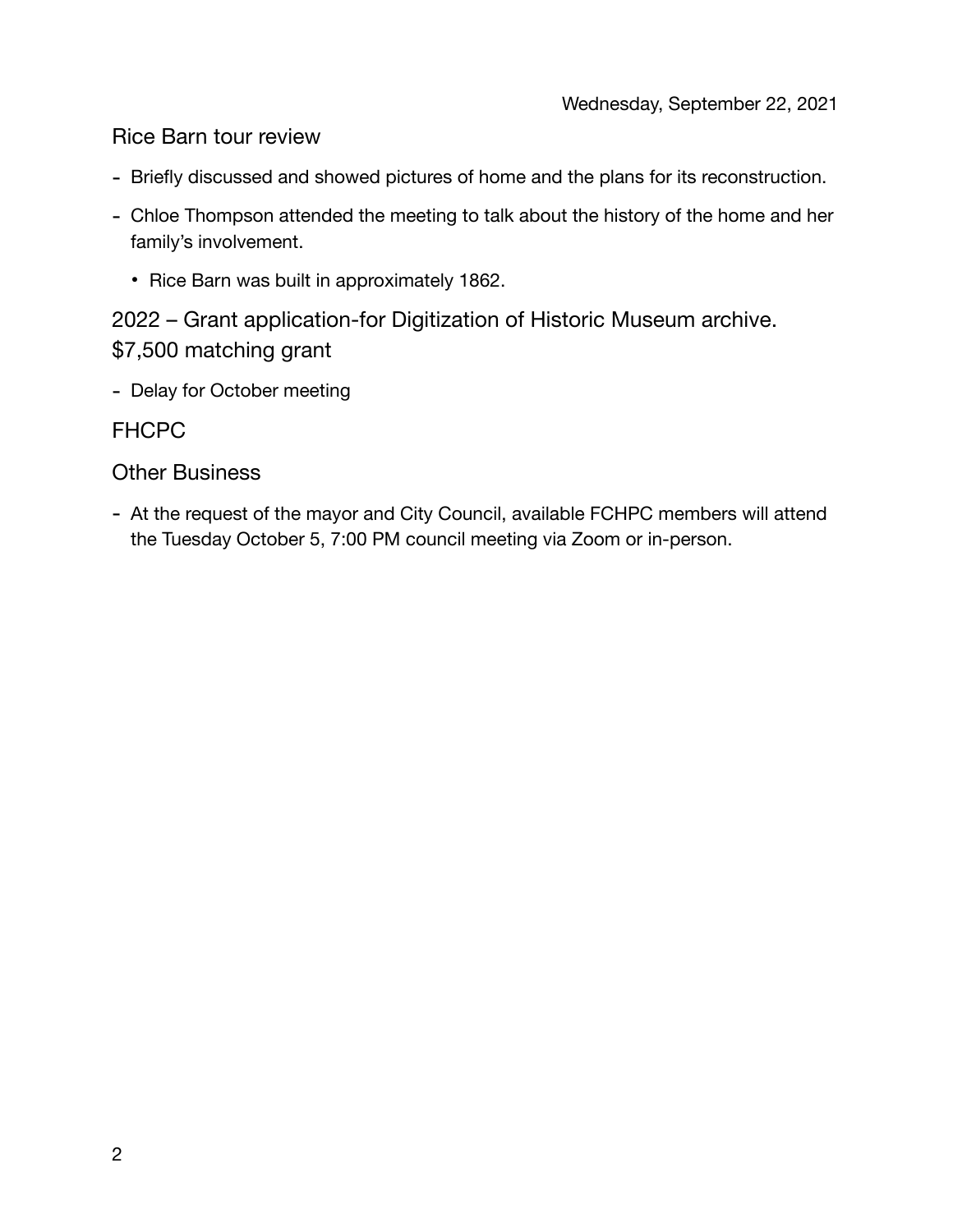Wednesday, September 22, 2021

## Rice Barn tour review

- Briefly discussed and showed pictures of home and the plans for its reconstruction.
- Chloe Thompson attended the meeting to talk about the history of the home and her family's involvement.
  - Rice Barn was built in approximately 1862.

## 2022 – Grant application-for Digitization of Historic Museum archive. $7,500 matching grant

- Delay for October meeting

## FHCPC

## Other Business

- At the request of the mayor and City Council, available FCHPC members will attend the Tuesday October 5, 7:00 PM council meeting via Zoom or in-person.